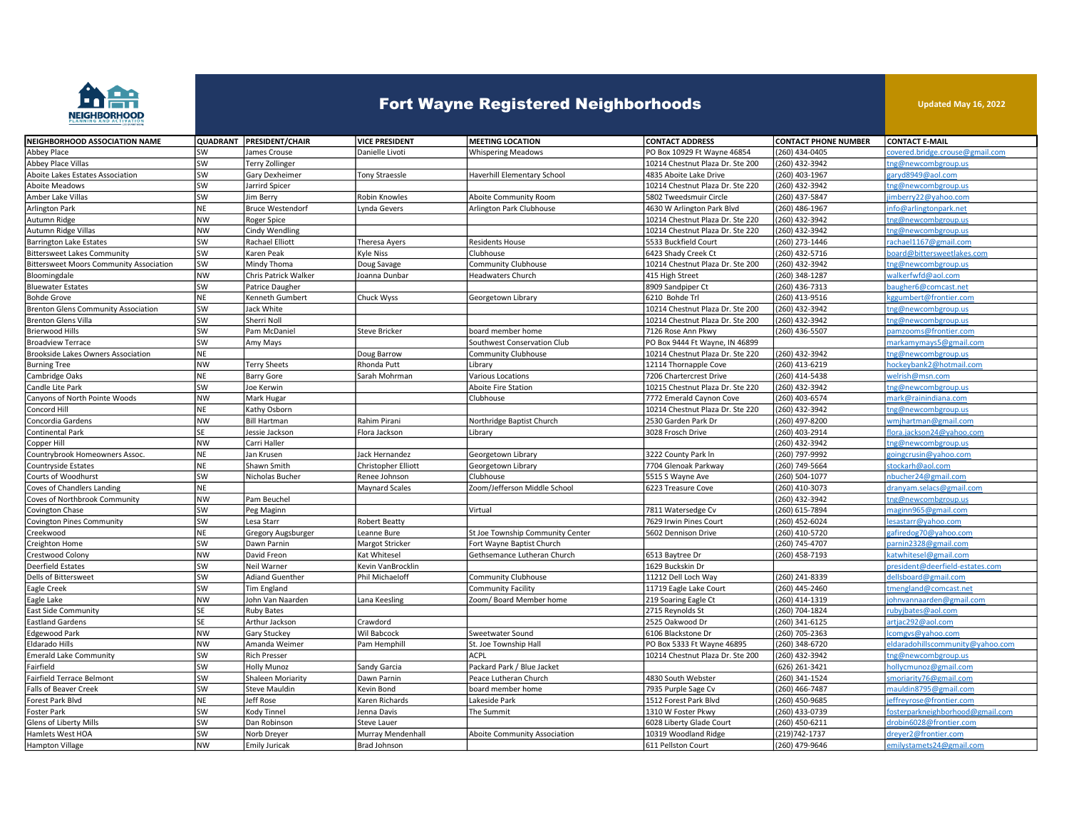# Fort Wayne Registered Neighborhoods

Updated May 16, 2022

| NEIGHBORHOOD ASSOCIATION NAME | QUADRANT | PRESIDENT/CHAIR | VICE PRESIDENT | MEETING LOCATION | CONTACT ADDRESS | CONTACT PHONE NUMBER | CONTACT E-MAIL |
|---|---|---|---|---|---|---|---|
| Abbey Place | SW | James Crouse | Danielle Livoti | Whispering Meadows | PO Box 10929 Ft Wayne 46854 | (260) 434-0405 | covered.bridge.crouse@gmail.com |
| Abbey Place Villas | SW | Terry Zollinger | | | 10214 Chestnut Plaza Dr. Ste 200 | (260) 432-3942 | tng@newcombgroup.us |
| Aboite Lakes Estates Association | SW | Gary Dexheimer | Tony Straessle | Haverhill Elementary School | 4835 Aboite Lake Drive | (260) 403-1967 | garyd8949@aol.com |
| Aboite Meadows | SW | Jarrird Spicer | | | 10214 Chestnut Plaza Dr. Ste 220 | (260) 432-3942 | tng@newcombgroup.us |
| Amber Lake Villas | SW | Jim Berry | Robin Knowles | Aboite Community Room | 5802 Tweedsmuir Circle | (260) 437-5847 | jimberry22@yahoo.com |
| Arlington Park | NE | Bruce Westendorf | Lynda Gevers | Arlington Park Clubhouse | 4630 W Arlington Park Blvd | (260) 486-1967 | info@arlingtonpark.net |
| Autumn Ridge | NW | Roger Spice | | | 10214 Chestnut Plaza Dr. Ste 220 | (260) 432-3942 | tng@newcombgroup.us |
| Autumn Ridge Villas | NW | Cindy Wendling | | | 10214 Chestnut Plaza Dr. Ste 220 | (260) 432-3942 | tng@newcombgroup.us |
| Barrington Lake Estates | SW | Rachael Elliott | Theresa Ayers | Residents House | 5533 Buckfield Court | (260) 273-1446 | rachael1167@gmail.com |
| Bittersweet Lakes Community | SW | Karen Peak | Kyle Niss | Clubhouse | 6423 Shady Creek Ct | (260) 432-5716 | board@bittersweetlakes.com |
| Bittersweet Moors Community Association | SW | Mindy Thoma | Doug Savage | Community Clubhouse | 10214 Chestnut Plaza Dr. Ste 200 | (260) 432-3942 | tng@newcombgroup.us |
| Bloomingdale | NW | Chris Patrick Walker | Joanna Dunbar | Headwaters Church | 415 High Street | (260) 348-1287 | walkerfwfd@aol.com |
| Bluewater Estates | SW | Patrice Daugher | | | 8909 Sandpiper Ct | (260) 436-7313 | baugher6@comcast.net |
| Bohde Grove | NE | Kenneth Gumbert | Chuck Wyss | Georgetown Library | 6210 Bohde Trl | (260) 413-9516 | kggumbert@frontier.com |
| Brenton Glens Community Association | SW | Jack White | | | 10214 Chestnut Plaza Dr. Ste 200 | (260) 432-3942 | tng@newcombgroup.us |
| Brenton Glens Villa | SW | Sherri Noll | | | 10214 Chestnut Plaza Dr. Ste 200 | (260) 432-3942 | tng@newcombgroup.us |
| Brierwood Hills | SW | Pam McDaniel | Steve Bricker | board member home | 7126 Rose Ann Pkwy | (260) 436-5507 | pamzooms@frontier.com |
| Broadview Terrace | SW | Amy Mays | | Southwest Conservation Club | PO Box 9444 Ft Wayne, IN 46899 | | markamymays5@gmail.com |
| Brookside Lakes Owners Association | NE | | Doug Barrow | Community Clubhouse | 10214 Chestnut Plaza Dr. Ste 220 | (260) 432-3942 | tng@newcombgroup.us |
| Burning Tree | NW | Terry Sheets | Rhonda Putt | Library | 12114 Thornapple Cove | (260) 413-6219 | hockeybank2@hotmail.com |
| Cambridge Oaks | NE | Barry Gore | Sarah Mohrman | Various Locations | 7206 Chartercrest Drive | (260) 414-5438 | welrish@msn.com |
| Candle Lite Park | SW | Joe Kerwin | | Aboite Fire Station | 10215 Chestnut Plaza Dr. Ste 220 | (260) 432-3942 | tng@newcombgroup.us |
| Canyons of North Pointe Woods | NW | Mark Hugar | | Clubhouse | 7772 Emerald Caynon Cove | (260) 403-6574 | mark@rainindiana.com |
| Concord Hill | NE | Kathy Osborn | | | 10214 Chestnut Plaza Dr. Ste 220 | (260) 432-3942 | tng@newcombgroup.us |
| Concordia Gardens | NW | Bill Hartman | Rahim Pirani | Northridge Baptist Church | 2530 Garden Park Dr | (260) 497-8200 | wmjhartman@gmail.com |
| Continental Park | SE | Jessie Jackson | Flora Jackson | Library | 3028 Frosch Drive | (260) 403-2914 | flora.jackson24@yahoo.com |
| Copper Hill | NW | Carri Haller | | | | (260) 432-3942 | tng@newcombgroup.us |
| Countrybrook Homeowners Assoc. | NE | Jan Krusen | Jack Hernandez | Georgetown Library | 3222 County Park ln | (260) 797-9992 | goingcrusin@yahoo.com |
| Countryside Estates | NE | Shawn Smith | Christopher Elliott | Georgetown Library | 7704 Glenoak Parkway | (260) 749-5664 | stockarh@aol.com |
| Courts of Woodhurst | SW | Nicholas Bucher | Renee Johnson | Clubhouse | 5515 S Wayne Ave | (260) 504-1077 | nbucher24@gmail.com |
| Coves of Chandlers Landing | NE | | Maynard Scales | Zoom/Jefferson Middle School | 6223 Treasure Cove | (260) 410-3073 | dranyam.selacs@gmail.com |
| Coves of Northbrook Community | NW | Pam Beuchel | | | | (260) 432-3942 | tng@newcombgroup.us |
| Covington Chase | SW | Peg Maginn | | Virtual | 7811 Watersedge Cv | (260) 615-7894 | maginn965@gmail.com |
| Covington Pines Community | SW | Lesa Starr | Robert Beatty | | 7629 Irwin Pines Court | (260) 452-6024 | lesastarr@yahoo.com |
| Creekwood | NE | Gregory Augsburger | Leanne Bure | St Joe Township Community Center | 5602 Dennison Drive | (260) 410-5720 | gafiredog70@yahoo.com |
| Creighton Home | SW | Dawn Parnin | Margot Stricker | Fort Wayne Baptist Church | | (260) 745-4707 | parnin2328@gmail.com |
| Crestwood Colony | NW | David Freon | Kat Whitesel | Gethsemance Lutheran Church | 6513 Baytree Dr | (260) 458-7193 | katwhitesel@gmail.com |
| Deerfield Estates | SW | Neil Warner | Kevin VanBrocklin | | 1629 Buckskin Dr | | president@deerfield-estates.com |
| Dells of Bittersweet | SW | Adiand Guenther | Phil Michaeloff | Community Clubhouse | 11212 Dell Loch Way | (260) 241-8339 | dellsboard@gmail.com |
| Eagle Creek | SW | Tim England | | Community Facility | 11719 Eagle Lake Court | (260) 445-2460 | tmengland@comcast.net |
| Eagle Lake | NW | John Van Naarden | Lana Keesling | Zoom/ Board Member home | 219 Soaring Eagle Ct | (260) 414-1319 | johnvannaarden@gmail.com |
| East Side Community | SE | Ruby Bates | | | 2715 Reynolds St | (260) 704-1824 | rubyjbates@aol.com |
| Eastland Gardens | SE | Arthur Jackson | Crawdord | | 2525 Oakwood Dr | (260) 341-6125 | artjac292@aol.com |
| Edgewood Park | NW | Gary Stuckey | Wil Babcock | Sweetwater Sound | 6106 Blackstone Dr | (260) 705-2363 | lcomgvs@yahoo.com |
| Eldarado Hills | NW | Amanda Weimer | Pam Hemphill | St. Joe Township Hall | PO Box 5333 Ft Wayne 46895 | (260) 348-6720 | eldaradohillscommunity@yahoo.com |
| Emerald Lake Community | SW | Rich Presser | | ACPL | 10214 Chestnut Plaza Dr. Ste 200 | (260) 432-3942 | tng@newcombgroup.us |
| Fairfield | SW | Holly Munoz | Sandy Garcia | Packard Park / Blue Jacket | | (626) 261-3421 | hollycmunoz@gmail.com |
| Fairfield Terrace Belmont | SW | Shaleen Moriarity | Dawn Parnin | Peace Lutheran Church | 4830 South Webster | (260) 341-1524 | smoriarity76@gmail.com |
| Falls of Beaver Creek | SW | Steve Mauldin | Kevin Bond | board member home | 7935 Purple Sage Cv | (260) 466-7487 | mauldin8795@gmail.com |
| Forest Park Blvd | NE | Jeff Rose | Karen Richards | Lakeside Park | 1512 Forest Park Blvd | (260) 450-9685 | jeffreyrose@frontier.com |
| Foster Park | SW | Kody Tinnel | Jenna Davis | The Summit | 1310 W Foster Pkwy | (260) 433-0739 | fosterparkneighborhood@gmail.com |
| Glens of Liberty Mills | SW | Dan Robinson | Steve Lauer | | 6028 Liberty Glade Court | (260) 450-6211 | drobin6028@frontier.com |
| Hamlets West HOA | SW | Norb Dreyer | Murray Mendenhall | Aboite Community Association | 10319 Woodland Ridge | (219)742-1737 | dreyer2@frontier.com |
| Hampton Village | NW | Emily Juricak | Brad Johnson | | 611 Pellston Court | (260) 479-9646 | emilystamets24@gmail.com |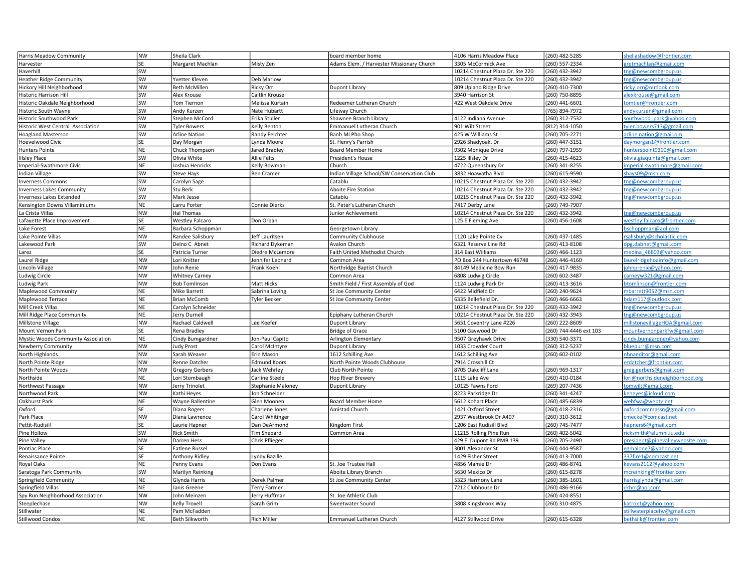| Harris Meadow Community | NW | Sheila Clark | | board member home | 4106 Harris Meadow Place | (260) 482-5285 | sheliashadow@frontier.com |
|---|---|---|---|---|---|---|---|
| Harvester | SE | Margaret Machlan | Misty Zen | Adams Elem. / Harvester Missionary Church | 3305 McCormick Ave | (260) 557-2334 | gretmachlan@gmail.com |
| Haverhill | SW | | | | 10214 Chestnut Plaza Dr. Ste 220 | (260) 432-3942 | tng@newcombgroup.us |
| Heather Ridge Community | SW | Yvetter Kleven | Deb Marlow | | 10214 Chestnut Plaza Dr. Ste 220 | (260) 432-3942 | tng@newcombgroup.us |
| Hickory Hill Neighborhood | NW | Beth McMillen | Ricky Orr | Dupont Library | 809 Upland Ridge Drive | (260) 410-7300 | ricky.orr@outlook.com |
| Historic Harrison Hill | SW | Alex Krouse | Caitlin Krouse | | 3940 Harrison St | (260) 750-8895 | alexkrouse@gmail.com |
| Historic Oakdale Neighborhood | SW | Tom Tiernon | Melissa Kurtain | Redeemer Lutheran Church | 422 West Oakdale Drive | (260) 441-6601 | tomtier@frontier.com |
| Historic South Wayne | SW | Andy Kurzen | Nate Hubartt | Lifeway Church | | (765) 894-7972 | andykurzen@gmail.com |
| Historic Southwood Park | SW | Stephen McCord | Erika Stuller | Shawnee Branch Library | 4122 Indiana Avenue | (260) 312-7532 | southwood_park@yahoo.com |
| Historic West Central Association | SW | Tyler Bowers | Kelly Benton | Emmanuel Lutheran Church | 901 Wilt Street | (812) 314-1050 | tyler.bowers713@gmail.com |
| Hoagland Masterson | SW | Arline Nation | Randy Feichter | Banh Mi Pho Shop | 425 W Williams St | (260) 705-2271 | arline.nation@gmail.om |
| Hoevelwood Civic | SE | Day Morgan | Lynda Moore | St. Henry's Parrish | 2926 Shadyoak. Dr | (260) 447-3151 | daymorgan1@frontier.com |
| Hunters Pointe | NE | Chuck Thompson | Jared Bradley | Board Member Home | 9302 Monique Drive | (260) 797-1959 | hunterspoint9300@gmail.com |
| Illsley Place | SW | Olivia White | Allie Felts | President's House | 1225 Illsley Dr | (260) 415-4623 | olivia.giaquinta@gmail.com |
| Imperial-Swathmore Civic | NE | Joshua Henricks | Kelly Bowman | Church | 4722 Queensbury Dr | (260) 341-8255 | imperial.swathmore@gmail.com |
| Indian Village | SW | Steve Hays | Ben Cramer | Indian Village School/SW Conservation Club | 3832 Hoawatha Blvd | (260) 615-9590 | shays09@msn.com |
| Inverness Commons | SW | Carolyn Sage | | Catablu | 10215 Chestnut Plaza Dr. Ste 220 | (260) 432-3942 | tng@newcombgroup.us |
| Inverness Lakes Community | SW | Stu Berk | | Aboite Fire Station | 10214 Chestnut Plaza Dr. Ste 220 | (260) 432-3942 | tng@newcombgroup.us |
| Inverness Lakes Extended | SW | Mark Jesse | | Catablu | 10215 Chestnut Plaza Dr. Ste 220 | (260) 432-3942 | tng@newcombgroup.us |
| Kensington Downs Villaminiums | NE | Larru Porter | Connie Dierks | St. Peter's Lutheran Church | 7417 Derby Lane | (260) 749-7907 | |
| La Crista Villas | NW | Hal Thomas | | Junior Achievement | 10214 Chestnut Plaza Dr. Ste 220 | (260) 432-3942 | tng@newcombgroup.us |
| Lafayette Place Improvement | SE | Westley Falcaro | Don Orban | | 125 E Fleming Ave | (260) 456-1608 | westley.falcaro@frontier.com |
| Lake Forest | NE | Barbara Schoppman | | Georgetown Library | | | bschoppman@aol.com |
| Lake Pointe Villas | NW | Randee Salisbury | Jeff Lauritsen | Community Clubhouse | 1120 Lake Pointe Cv | (260) 437-1485 | rsalisbury@scholastic.com |
| Lakewood Park | SW | Delno C Abnet | Richard Dykeman | Avalon Church | 6321 Reserve Line Rd | (260) 413-8108 | dpg.dabnet@gmail.com |
| Larez | SE | Patricia Turner | Diedre McLemore | Faith United Methodist Church | 314 East Williams | (260) 466-1123 | medina_46803@yahoo.com |
| Laurel Ridge | NW | Lori Knitter | Jennifer Leonard | Common Area | PO Box 244 Huntertown 46748 | (260) 446-4160 | laurelridgehoainfo@gmail.com |
| Lincoln Village | NW | John Renie | Frank Koehl | Northridge Baptist Church | 84149 Medicine Bow Run | (260) 417-9835 | johnprenie@yahoo.com |
| Ludwig Circle | NW | Whitney Carney | | Common Area | 6808 Ludwig Circle | (260) 602-3487 | carneyw321@gmail.com |
| Ludwig Park | NW | Bob Tomlinson | Matt Hicks | Smith Field / First Assembly of God | 1124 Ludwig Park Dr | (260) 413-3616 | btomlinson@frontier.com |
| Maplewood Community | NE | Mike Barrett | Sabrina Loving | St Joe Community Center | 6422 Midfield Dr | (260) 240-9624 | mbarrett9052@msn.com |
| Maplewood Terrace | NE | Brian McComb | Tyler Becker | St Joe Community Center | 6335 Bellefield Dr. | (260) 466-6663 | bdam117@outlook.com |
| Mill Creek Villas | NE | Carolyn Schneider | | | 10214 Chestnut Plaza Dr. Ste 220 | (260) 432-3942 | tng@newcombgroup.us |
| Mill Ridge Place Community | NE | Jerry Durnell | | Epiphany Lutheran Church | 10214 Chestnut Plaza Dr. Ste 220 | (260) 432-3943 | tng@newcombgroup.us |
| Millstone Village | NW | Rachael Caldwell | Lee Keefer | Dupont Library | 5651 Coventry Lane #226 | (260) 222-8609 | millstonevillageHOA@gmail.com |
| Mount Vernon Park | SE | Rena Bradley | | Bridge of Grace | 5100 Gaywood Dr | (260) 744-4446 ext 103 | mountvernonparkfw@gmail.com |
| Mystic Woods Community Association | NE | Cindy Bumgardner | Jon-Paul Capito | Arlington Elementary | 9507 Greyhawk Drive | (330) 540-3371 | cindy.bumgardner@yahoo.com |
| Newberry Community | NW | Judy Prost | Carol McIntyre | Dupont Library | 1033 Crowder Court | (260) 312-5237 | bluepurr@msn.com |
| North Highlands | NW | Sarah Weaver | Erin Mason | 1612 Schilling Ave | 1612 Schilling Ave | (260) 602-0102 | nhnaeditor@gmail.com |
| North Pointe Ridge | NW | Renne Datcher | Edmund Koors | North Pointe Woods Clubhouse | 7914 Crosshill Ct | | erdatcher@frontier.com |
| North Pointe Woods | NW | Gregory Gerbers | Jack Wehrley | Club North Pointe | 8705 Oakcliff Lane | (260) 969-1317 | greg.gerbers@gmail.com |
| Northside | NE | Lori Stombaugh | Carline Steele | Hop River Brewery | 1115 Lake Ave | (260) 410-0184 | lori@northsideneighborhood.org |
| Northwest Passage | NW | Jerry Trinolet | Stephanie Maloney | Dupont Library | 10125 Fawns Ford | (269) 207-7436 | tomwilt@gmail.com |
| Northwood Park | NW | Kathi Heyes | Jon Schneider | | 8223 Parkridge Dr | (260) 341-4247 | keheyes@icloud.com |
| Oakhurst Park | NE | Wayne Ballentine | Glen Moonen | Board Member Home | 5612 Kohart Place | (260) 485-6839 | webfwa@webtv.net |
| Oxford | SE | Diana Rogers | Charlene Jones | Amistad Church | 1421 Oxford Street | (260) 418-2316 | oxfordcommassn@gmail.com |
| Park Place | NW | Diana Lawrence | Carol Whitinger | | 2937 Westbrook Dr A407 | (260) 310-3612 | cmecke@comcast.net |
| Pettit-Rudisill | SE | Laurie Hapner | Dan DeArmond | Kingdom First | 1206 East Rudisill Blvd | (260) 745-7477 | hapners6@gmail.com |
| Pine Hollow | SW | Rick Smith | Tim Shepard | Common Area | 11215 Rolling Pine Run | (260) 402-5042 | ricksmith@alumni.iu.edu |
| Pine Valley | NW | Darren Hess | Chris Pflieger | | 429 E. Dupont Rd PMB 139 | (260) 705-2490 | president@pinevalleywebsite.com |
| Pontiac Place | SE | Eatlene Russel | | | 3001 Alexander St | (260) 444-9587 | egmalone7@yahoo.com |
| Renaissance Pointe | SE | Anthony Ridley | Lyndy Bazille | | 1429 Fisher Street | (260) 413-7000 | 337fire1@comcast.net |
| Royal Oaks | NE | Penny Evans | Don Evans | St. Joe Trustee Hall | 4856 Mamie Dr | (260) 486-8741 | kevans2112@yahoo.com |
| Saratoga Park Community | SW | Marilyn Reinking | | Aboite Library Branch | 5630 Mexico Dr | (260) 615-8278 | mcreinking@frontier.com |
| Springfield Community | NE | Glynda Harris | Derek Palmer | St Joe Community Center | 5323 Harmony Lane | (260) 385-1601 | harrisglynda@gmail.com |
| Springfield Villas | NE | Janis Greene | Terry Farmer | | 7212 Clubhouse Dr | (260) 486-9166 | ckhrr@aol.com |
| Spy Run Neighborhood Association | NW | John Meinzen | Jerry Huffman | St. Joe Athletic Club | | (260) 424-8551 | |
| Steeplechase | NW | Kelly Troxell | Sarah Grim | Sweetwater Sound | 3808 Kingsbrook Way | (260) 310-4875 | katrox1@yahoo.com |
| Stillwater | NE | Pam McFadden | | | | | stillwaterplacefw@gmail.com |
| Stillwood Condos | NE | Beth Silkworth | Rich Miller | Emmanuel Lutheran Church | 4127 Stillwood Drive | (260) 615-6328 | bethsilk@frontier.com |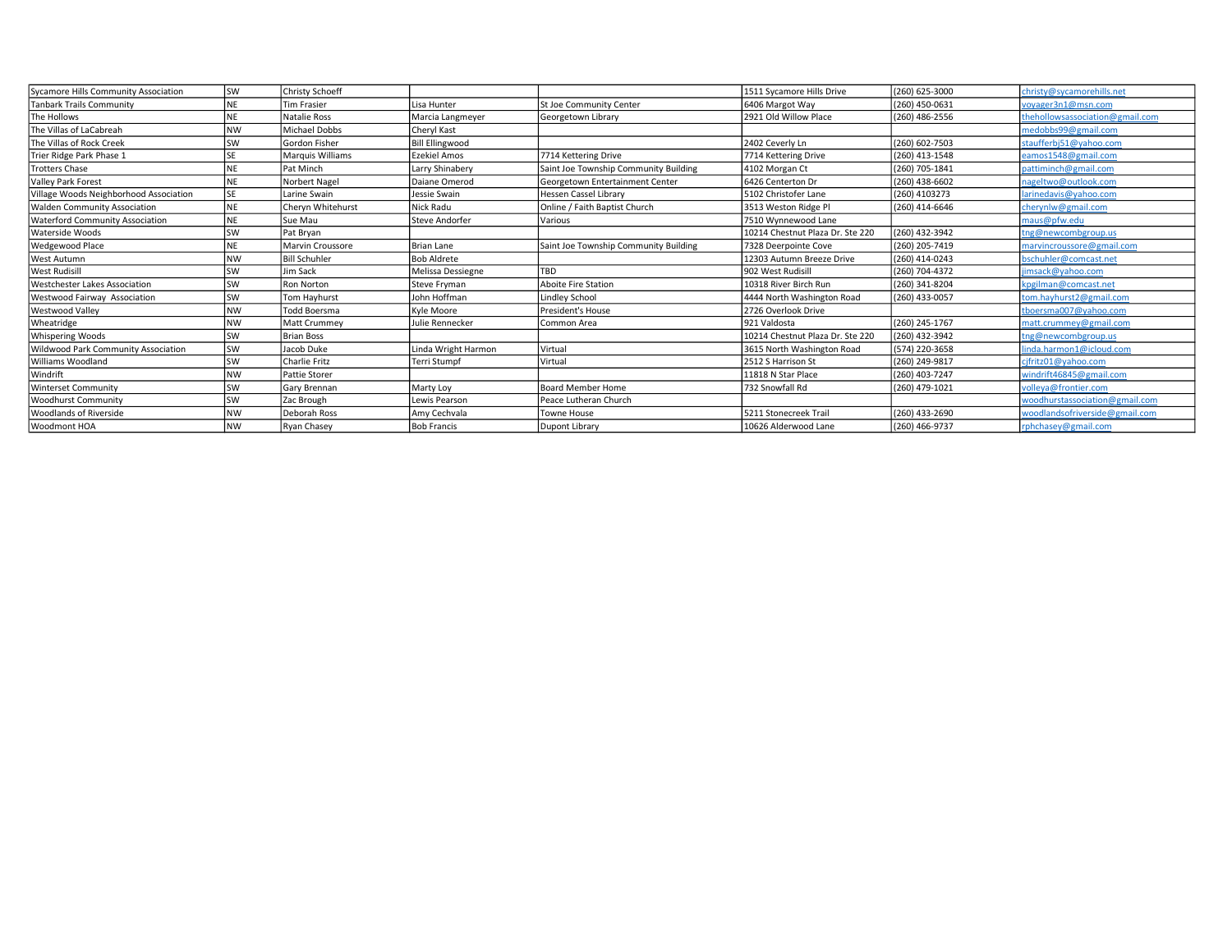| | | | | | | | |
|---|---|---|---|---|---|---|---|
| Sycamore Hills Community Association | SW | Christy Schoeff | | | 1511 Sycamore Hills Drive | (260) 625-3000 | christy@sycamorehills.net |
| Tanbark Trails Community | NE | Tim Frasier | Lisa Hunter | St Joe Community Center | 6406 Margot Way | (260) 450-0631 | voyager3n1@msn.com |
| The Hollows | NE | Natalie Ross | Marcia Langmeyer | Georgetown Library | 2921 Old Willow Place | (260) 486-2556 | thehollowsassociation@gmail.com |
| The Villas of LaCabreah | NW | Michael Dobbs | Cheryl Kast | | | | medobbs99@gmail.com |
| The Villas of Rock Creek | SW | Gordon Fisher | Bill Ellingwood | | 2402 Ceverly Ln | (260) 602-7503 | staufferbj51@yahoo.com |
| Trier Ridge Park Phase 1 | SE | Marquis Williams | Ezekiel Amos | 7714 Kettering Drive | 7714 Kettering Drive | (260) 413-1548 | eamos1548@gmail.com |
| Trotters Chase | NE | Pat Minch | Larry Shinabery | Saint Joe Township Community Building | 4102 Morgan Ct | (260) 705-1841 | pattiminch@gmail.com |
| Valley Park Forest | NE | Norbert Nagel | Daiane Omerod | Georgetown Entertainment Center | 6426 Centerton Dr | (260) 438-6602 | nageltwo@outlook.com |
| Village Woods Neighborhood Association | SE | Larine Swain | Jessie Swain | Hessen Cassel Library | 5102 Christofer Lane | (260) 4103273 | larinedavis@yahoo.com |
| Walden Community Association | NE | Cheryn Whitehurst | Nick Radu | Online / Faith Baptist Church | 3513 Weston Ridge Pl | (260) 414-6646 | cherynlw@gmail.com |
| Waterford Community Association | NE | Sue Mau | Steve Andorfer | Various | 7510 Wynnewood Lane | | maus@pfw.edu |
| Waterside Woods | SW | Pat Bryan | | | 10214 Chestnut Plaza Dr. Ste 220 | (260) 432-3942 | tng@newcombgroup.us |
| Wedgewood Place | NE | Marvin Croussore | Brian Lane | Saint Joe Township Community Building | 7328 Deerpointe Cove | (260) 205-7419 | marvincroussore@gmail.com |
| West Autumn | NW | Bill Schuhler | Bob Aldrete | | 12303 Autumn Breeze Drive | (260) 414-0243 | bschuhler@comcast.net |
| West Rudisill | SW | Jim Sack | Melissa Dessiegne | TBD | 902 West Rudisill | (260) 704-4372 | jimsack@yahoo.com |
| Westchester Lakes Association | SW | Ron Norton | Steve Fryman | Aboite Fire Station | 10318 River Birch Run | (260) 341-8204 | kpgilman@comcast.net |
| Westwood Fairway Association | SW | Tom Hayhurst | John Hoffman | Lindley School | 4444 North Washington Road | (260) 433-0057 | tom.hayhurst2@gmail.com |
| Westwood Valley | NW | Todd Boersma | Kyle Moore | President's House | 2726 Overlook Drive | | tboersma007@yahoo.com |
| Wheatridge | NW | Matt Crummey | Julie Rennecker | Common Area | 921 Valdosta | (260) 245-1767 | matt.crummey@gmail.com |
| Whispering Woods | SW | Brian Boss | | | 10214 Chestnut Plaza Dr. Ste 220 | (260) 432-3942 | tng@newcombgroup.us |
| Wildwood Park Community Association | SW | Jacob Duke | Linda Wright Harmon | Virtual | 3615 North Washington Road | (574) 220-3658 | linda.harmon1@icloud.com |
| Williams Woodland | SW | Charlie Fritz | Terri Stumpf | Virtual | 2512 S Harrison St | (260) 249-9817 | cjfritz01@yahoo.com |
| Windrift | NW | Pattie Storer | | | 11818 N Star Place | (260) 403-7247 | windrift46845@gmail.com |
| Winterset Community | SW | Gary Brennan | Marty Loy | Board Member Home | 732 Snowfall Rd | (260) 479-1021 | volleya@frontier.com |
| Woodhurst Community | SW | Zac Brough | Lewis Pearson | Peace Lutheran Church | | | woodhurstassociation@gmail.com |
| Woodlands of Riverside | NW | Deborah Ross | Amy Cechvala | Towne House | 5211 Stonecreek Trail | (260) 433-2690 | woodlandsofriverside@gmail.com |
| Woodmont HOA | NW | Ryan Chasey | Bob Francis | Dupont Library | 10626 Alderwood Lane | (260) 466-9737 | rphchasey@gmail.com |